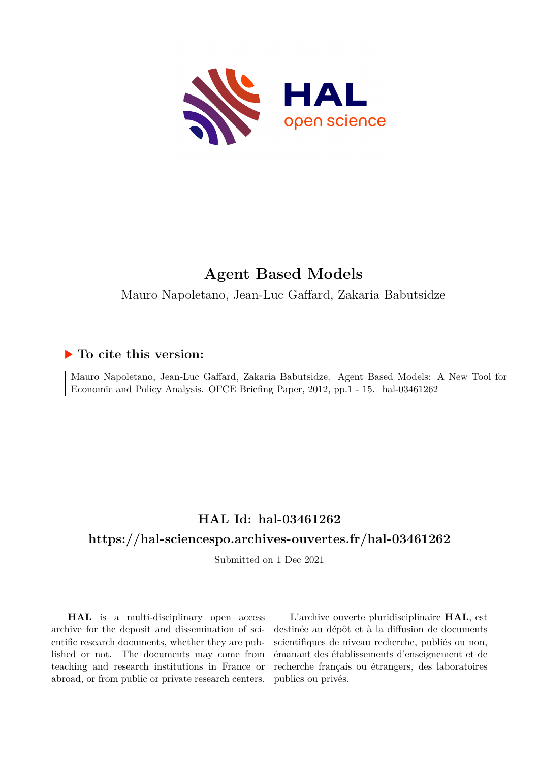# Agent Based Models

Mauro Napoletano, Jean-Luc Gaffard, Zakaria Babutsidze

## ▶ To cite this version:

Mauro Napoletano, Jean-Luc Gaffard, Zakaria Babutsidze. Agent Based Models: A New Tool for Economic and Policy Analysis. OFCE Briefing Paper, 2012, pp.1 - 15. hal-03461262

## HAL Id: hal-03461262

## https://hal-sciencespo.archives-ouvertes.fr/hal-03461262

Submitted on 1 Dec 2021

**HAL** is a multi-disciplinary open access archive for the deposit and dissemination of scientific research documents, whether they are published or not. The documents may come from teaching and research institutions in France or abroad, or from public or private research centers.

L'archive ouverte pluridisciplinaire **HAL**, est destinée au dépôt et à la diffusion de documents scientifiques de niveau recherche, publiés ou non, émanant des établissements d'enseignement et de recherche français ou étrangers, des laboratoires publics ou privés.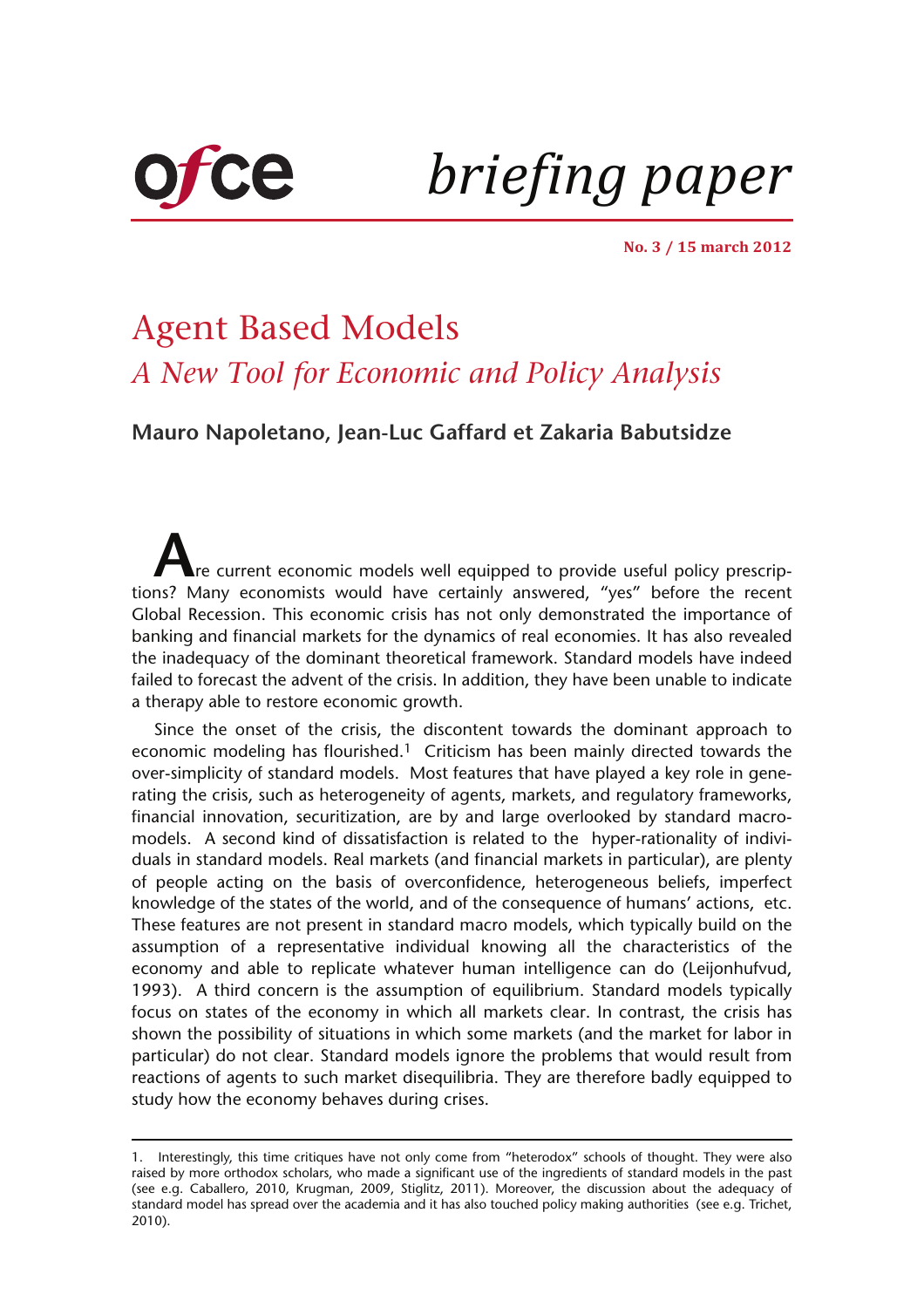# Agent Based Models

## *A New Tool for Economic and Policy Analysis*

**Mauro Napoletano, Jean-Luc Gaffard et Zakaria Babutsidze**

Are current economic models well equipped to provide useful policy prescriptions? Many economists would have certainly answered, "yes" before the recent Global Recession. This economic crisis has not only demonstrated the importance of banking and financial markets for the dynamics of real economies. It has also revealed the inadequacy of the dominant theoretical framework. Standard models have indeed failed to forecast the advent of the crisis. In addition, they have been unable to indicate a therapy able to restore economic growth.

Since the onset of the crisis, the discontent towards the dominant approach to economic modeling has flourished.[1] Criticism has been mainly directed towards the over-simplicity of standard models. Most features that have played a key role in generating the crisis, such as heterogeneity of agents, markets, and regulatory frameworks, financial innovation, securitization, are by and large overlooked by standard macro-models. A second kind of dissatisfaction is related to the hyper-rationality of individuals in standard models. Real markets (and financial markets in particular), are plenty of people acting on the basis of overconfidence, heterogeneous beliefs, imperfect knowledge of the states of the world, and of the consequence of humans' actions, etc. These features are not present in standard macro models, which typically build on the assumption of a representative individual knowing all the characteristics of the economy and able to replicate whatever human intelligence can do (Leijonhufvud, 1993). A third concern is the assumption of equilibrium. Standard models typically focus on states of the economy in which all markets clear. In contrast, the crisis has shown the possibility of situations in which some markets (and the market for labor in particular) do not clear. Standard models ignore the problems that would result from reactions of agents to such market disequilibria. They are therefore badly equipped to study how the economy behaves during crises.

---

1. Interestingly, this time critiques have not only come from "heterodox" schools of thought. They were also raised by more orthodox scholars, who made a significant use of the ingredients of standard models in the past (see e.g. Caballero, 2010, Krugman, 2009, Stiglitz, 2011). Moreover, the discussion about the adequacy of standard model has spread over the academia and it has also touched policy making authorities (see e.g. Trichet, 2010).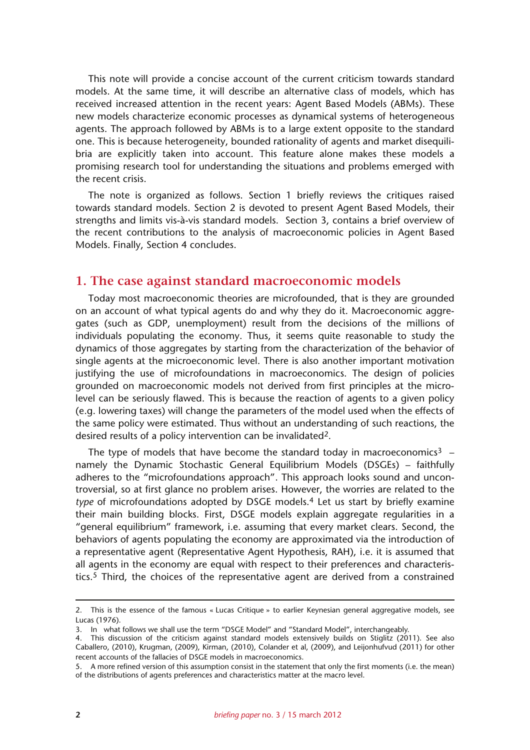This note will provide a concise account of the current criticism towards standard models. At the same time, it will describe an alternative class of models, which has received increased attention in the recent years: Agent Based Models (ABMs). These new models characterize economic processes as dynamical systems of heterogeneous agents. The approach followed by ABMs is to a large extent opposite to the standard one. This is because heterogeneity, bounded rationality of agents and market disequilibria are explicitly taken into account. This feature alone makes these models a promising research tool for understanding the situations and problems emerged with the recent crisis.

The note is organized as follows. Section 1 briefly reviews the critiques raised towards standard models. Section 2 is devoted to present Agent Based Models, their strengths and limits vis-à-vis standard models. Section 3, contains a brief overview of the recent contributions to the analysis of macroeconomic policies in Agent Based Models. Finally, Section 4 concludes.

## 1. The case against standard macroeconomic models

Today most macroeconomic theories are microfounded, that is they are grounded on an account of what typical agents do and why they do it. Macroeconomic aggregates (such as GDP, unemployment) result from the decisions of the millions of individuals populating the economy. Thus, it seems quite reasonable to study the dynamics of those aggregates by starting from the characterization of the behavior of single agents at the microeconomic level. There is also another important motivation justifying the use of microfoundations in macroeconomics. The design of policies grounded on macroeconomic models not derived from first principles at the micro-level can be seriously flawed. This is because the reaction of agents to a given policy (e.g. lowering taxes) will change the parameters of the model used when the effects of the same policy were estimated. Thus without an understanding of such reactions, the desired results of a policy intervention can be invalidated[2].

The type of models that have become the standard today in macroeconomics[3] – namely the Dynamic Stochastic General Equilibrium Models (DSGEs) – faithfully adheres to the "microfoundations approach". This approach looks sound and uncontroversial, so at first glance no problem arises. However, the worries are related to the *type* of microfoundations adopted by DSGE models.[4] Let us start by briefly examine their main building blocks. First, DSGE models explain aggregate regularities in a "general equilibrium" framework, i.e. assuming that every market clears. Second, the behaviors of agents populating the economy are approximated via the introduction of a representative agent (Representative Agent Hypothesis, RAH), i.e. it is assumed that all agents in the economy are equal with respect to their preferences and characteristics.[5] Third, the choices of the representative agent are derived from a constrained

---

2. This is the essence of the famous « Lucas Critique » to earlier Keynesian general aggregative models, see Lucas (1976).

3. In what follows we shall use the term "DSGE Model" and "Standard Model", interchangeably.

4. This discussion of the criticism against standard models extensively builds on Stiglitz (2011). See also Caballero, (2010), Krugman, (2009), Kirman, (2010), Colander et al, (2009), and Leijonhufvud (2011) for other recent accounts of the fallacies of DSGE models in macroeconomics.

5. A more refined version of this assumption consist in the statement that only the first moments (i.e. the mean) of the distributions of agents preferences and characteristics matter at the macro level.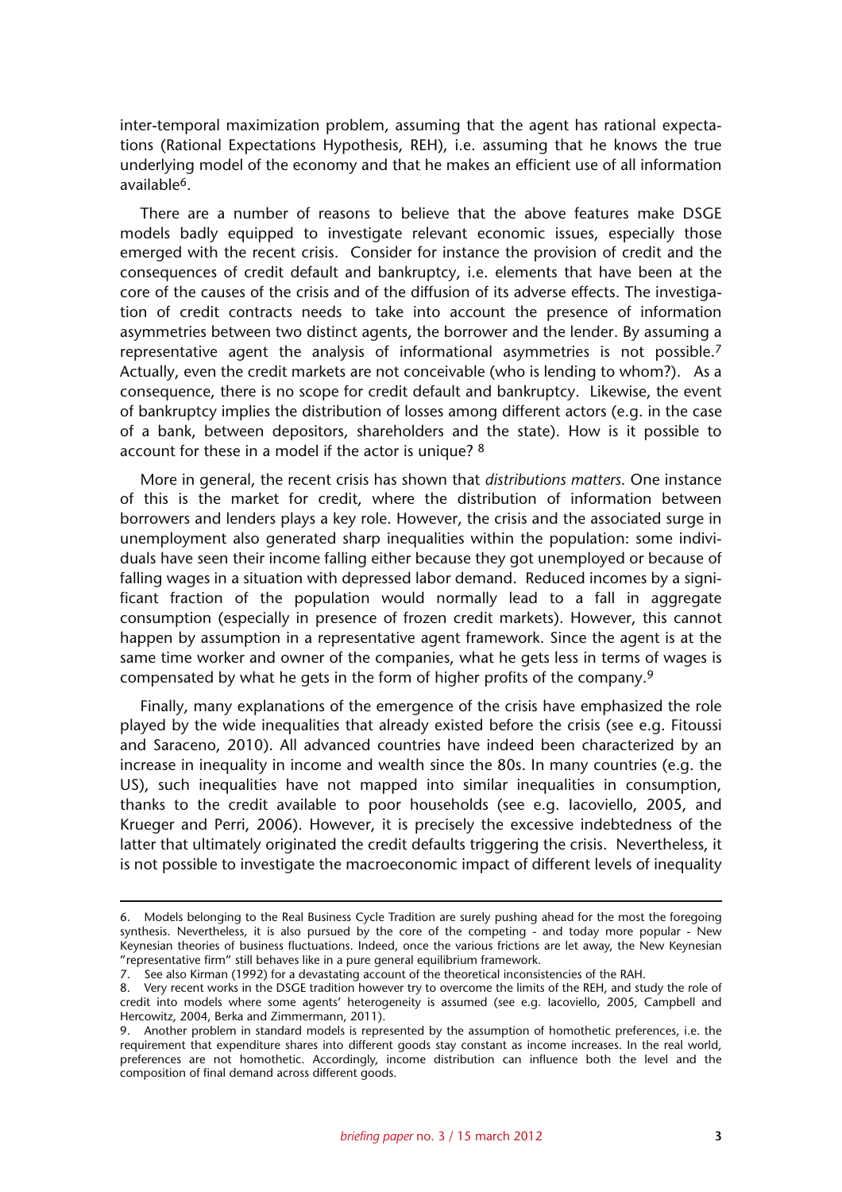inter-temporal maximization problem, assuming that the agent has rational expectations (Rational Expectations Hypothesis, REH), i.e. assuming that he knows the true underlying model of the economy and that he makes an efficient use of all information available[6].

There are a number of reasons to believe that the above features make DSGE models badly equipped to investigate relevant economic issues, especially those emerged with the recent crisis. Consider for instance the provision of credit and the consequences of credit default and bankruptcy, i.e. elements that have been at the core of the causes of the crisis and of the diffusion of its adverse effects. The investigation of credit contracts needs to take into account the presence of information asymmetries between two distinct agents, the borrower and the lender. By assuming a representative agent the analysis of informational asymmetries is not possible.[7] Actually, even the credit markets are not conceivable (who is lending to whom?). As a consequence, there is no scope for credit default and bankruptcy. Likewise, the event of bankruptcy implies the distribution of losses among different actors (e.g. in the case of a bank, between depositors, shareholders and the state). How is it possible to account for these in a model if the actor is unique? [8]

More in general, the recent crisis has shown that *distributions matters*. One instance of this is the market for credit, where the distribution of information between borrowers and lenders plays a key role. However, the crisis and the associated surge in unemployment also generated sharp inequalities within the population: some individuals have seen their income falling either because they got unemployed or because of falling wages in a situation with depressed labor demand. Reduced incomes by a significant fraction of the population would normally lead to a fall in aggregate consumption (especially in presence of frozen credit markets). However, this cannot happen by assumption in a representative agent framework. Since the agent is at the same time worker and owner of the companies, what he gets less in terms of wages is compensated by what he gets in the form of higher profits of the company.[9]

Finally, many explanations of the emergence of the crisis have emphasized the role played by the wide inequalities that already existed before the crisis (see e.g. Fitoussi and Saraceno, 2010). All advanced countries have indeed been characterized by an increase in inequality in income and wealth since the 80s. In many countries (e.g. the US), such inequalities have not mapped into similar inequalities in consumption, thanks to the credit available to poor households (see e.g. Iacoviello, 2005, and Krueger and Perri, 2006). However, it is precisely the excessive indebtedness of the latter that ultimately originated the credit defaults triggering the crisis. Nevertheless, it is not possible to investigate the macroeconomic impact of different levels of inequality

---

6. Models belonging to the Real Business Cycle Tradition are surely pushing ahead for the most the foregoing synthesis. Nevertheless, it is also pursued by the core of the competing - and today more popular - New Keynesian theories of business fluctuations. Indeed, once the various frictions are let away, the New Keynesian "representative firm" still behaves like in a pure general equilibrium framework.

7. See also Kirman (1992) for a devastating account of the theoretical inconsistencies of the RAH.

8. Very recent works in the DSGE tradition however try to overcome the limits of the REH, and study the role of credit into models where some agents' heterogeneity is assumed (see e.g. Iacoviello, 2005, Campbell and Hercowitz, 2004, Berka and Zimmermann, 2011).

9. Another problem in standard models is represented by the assumption of homothetic preferences, i.e. the requirement that expenditure shares into different goods stay constant as income increases. In the real world, preferences are not homothetic. Accordingly, income distribution can influence both the level and the composition of final demand across different goods.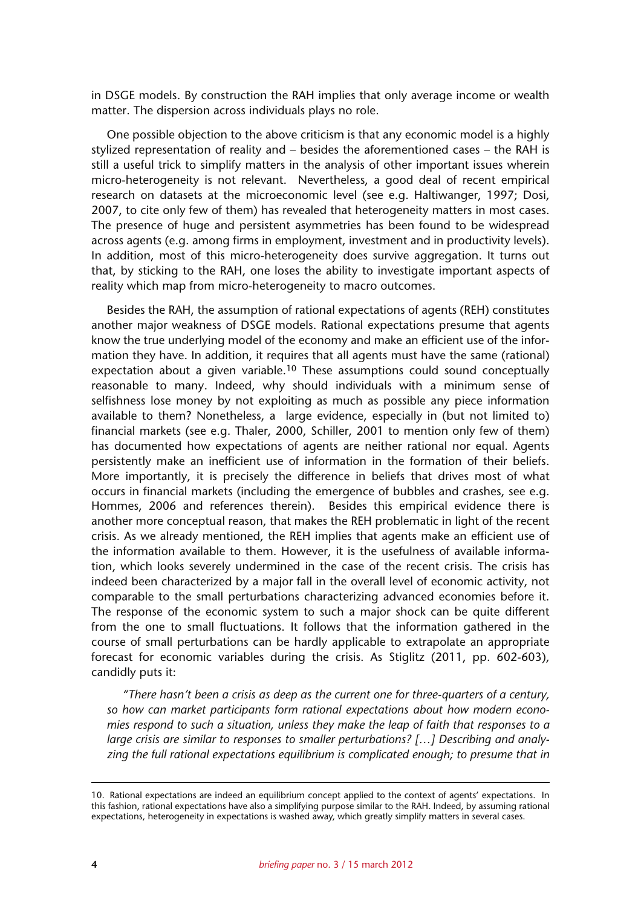in DSGE models. By construction the RAH implies that only average income or wealth matter. The dispersion across individuals plays no role.

One possible objection to the above criticism is that any economic model is a highly stylized representation of reality and – besides the aforementioned cases – the RAH is still a useful trick to simplify matters in the analysis of other important issues wherein micro-heterogeneity is not relevant. Nevertheless, a good deal of recent empirical research on datasets at the microeconomic level (see e.g. Haltiwanger, 1997; Dosi, 2007, to cite only few of them) has revealed that heterogeneity matters in most cases. The presence of huge and persistent asymmetries has been found to be widespread across agents (e.g. among firms in employment, investment and in productivity levels). In addition, most of this micro-heterogeneity does survive aggregation. It turns out that, by sticking to the RAH, one loses the ability to investigate important aspects of reality which map from micro-heterogeneity to macro outcomes.

Besides the RAH, the assumption of rational expectations of agents (REH) constitutes another major weakness of DSGE models. Rational expectations presume that agents know the true underlying model of the economy and make an efficient use of the information they have. In addition, it requires that all agents must have the same (rational) expectation about a given variable.[10] These assumptions could sound conceptually reasonable to many. Indeed, why should individuals with a minimum sense of selfishness lose money by not exploiting as much as possible any piece information available to them? Nonetheless, a large evidence, especially in (but not limited to) financial markets (see e.g. Thaler, 2000, Schiller, 2001 to mention only few of them) has documented how expectations of agents are neither rational nor equal. Agents persistently make an inefficient use of information in the formation of their beliefs. More importantly, it is precisely the difference in beliefs that drives most of what occurs in financial markets (including the emergence of bubbles and crashes, see e.g. Hommes, 2006 and references therein). Besides this empirical evidence there is another more conceptual reason, that makes the REH problematic in light of the recent crisis. As we already mentioned, the REH implies that agents make an efficient use of the information available to them. However, it is the usefulness of available information, which looks severely undermined in the case of the recent crisis. The crisis has indeed been characterized by a major fall in the overall level of economic activity, not comparable to the small perturbations characterizing advanced economies before it. The response of the economic system to such a major shock can be quite different from the one to small fluctuations. It follows that the information gathered in the course of small perturbations can be hardly applicable to extrapolate an appropriate forecast for economic variables during the crisis. As Stiglitz (2011, pp. 602-603), candidly puts it:

> *"There hasn't been a crisis as deep as the current one for three-quarters of a century, so how can market participants form rational expectations about how modern economies respond to such a situation, unless they make the leap of faith that responses to a large crisis are similar to responses to smaller perturbations? […] Describing and analyzing the full rational expectations equilibrium is complicated enough; to presume that in*

---

10. Rational expectations are indeed an equilibrium concept applied to the context of agents' expectations. In this fashion, rational expectations have also a simplifying purpose similar to the RAH. Indeed, by assuming rational expectations, heterogeneity in expectations is washed away, which greatly simplify matters in several cases.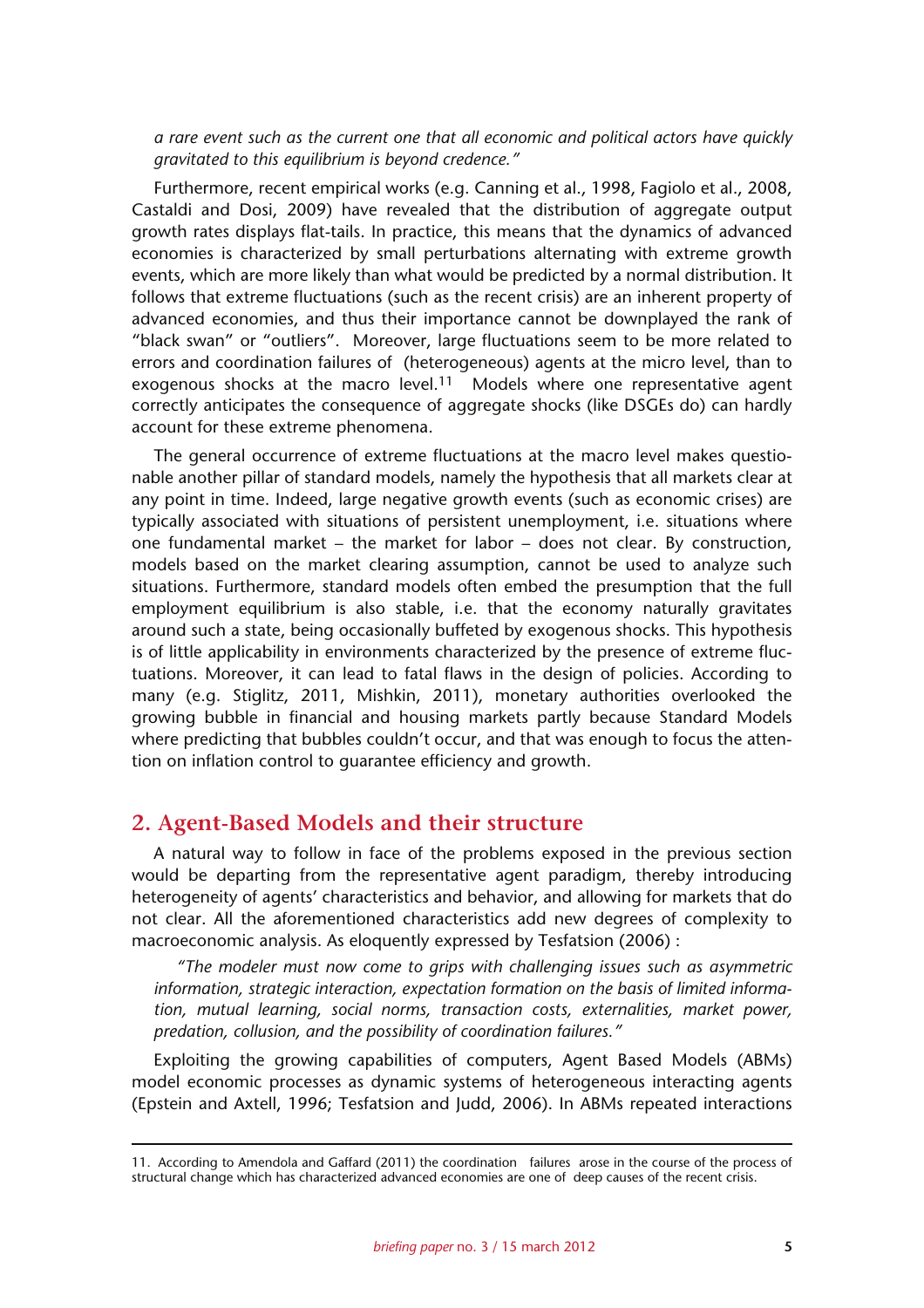*a rare event such as the current one that all economic and political actors have quickly gravitated to this equilibrium is beyond credence."*

Furthermore, recent empirical works (e.g. Canning et al., 1998, Fagiolo et al., 2008, Castaldi and Dosi, 2009) have revealed that the distribution of aggregate output growth rates displays flat-tails. In practice, this means that the dynamics of advanced economies is characterized by small perturbations alternating with extreme growth events, which are more likely than what would be predicted by a normal distribution. It follows that extreme fluctuations (such as the recent crisis) are an inherent property of advanced economies, and thus their importance cannot be downplayed the rank of "black swan" or "outliers". Moreover, large fluctuations seem to be more related to errors and coordination failures of (heterogeneous) agents at the micro level, than to exogenous shocks at the macro level.[11] Models where one representative agent correctly anticipates the consequence of aggregate shocks (like DSGEs do) can hardly account for these extreme phenomena.

The general occurrence of extreme fluctuations at the macro level makes questionable another pillar of standard models, namely the hypothesis that all markets clear at any point in time. Indeed, large negative growth events (such as economic crises) are typically associated with situations of persistent unemployment, i.e. situations where one fundamental market – the market for labor – does not clear. By construction, models based on the market clearing assumption, cannot be used to analyze such situations. Furthermore, standard models often embed the presumption that the full employment equilibrium is also stable, i.e. that the economy naturally gravitates around such a state, being occasionally buffeted by exogenous shocks. This hypothesis is of little applicability in environments characterized by the presence of extreme fluctuations. Moreover, it can lead to fatal flaws in the design of policies. According to many (e.g. Stiglitz, 2011, Mishkin, 2011), monetary authorities overlooked the growing bubble in financial and housing markets partly because Standard Models where predicting that bubbles couldn't occur, and that was enough to focus the attention on inflation control to guarantee efficiency and growth.

## 2. Agent-Based Models and their structure

A natural way to follow in face of the problems exposed in the previous section would be departing from the representative agent paradigm, thereby introducing heterogeneity of agents' characteristics and behavior, and allowing for markets that do not clear. All the aforementioned characteristics add new degrees of complexity to macroeconomic analysis. As eloquently expressed by Tesfatsion (2006) :

> *"The modeler must now come to grips with challenging issues such as asymmetric information, strategic interaction, expectation formation on the basis of limited information, mutual learning, social norms, transaction costs, externalities, market power, predation, collusion, and the possibility of coordination failures."*

Exploiting the growing capabilities of computers, Agent Based Models (ABMs) model economic processes as dynamic systems of heterogeneous interacting agents (Epstein and Axtell, 1996; Tesfatsion and Judd, 2006). In ABMs repeated interactions

---

11. According to Amendola and Gaffard (2011) the coordination failures arose in the course of the process of structural change which has characterized advanced economies are one of deep causes of the recent crisis.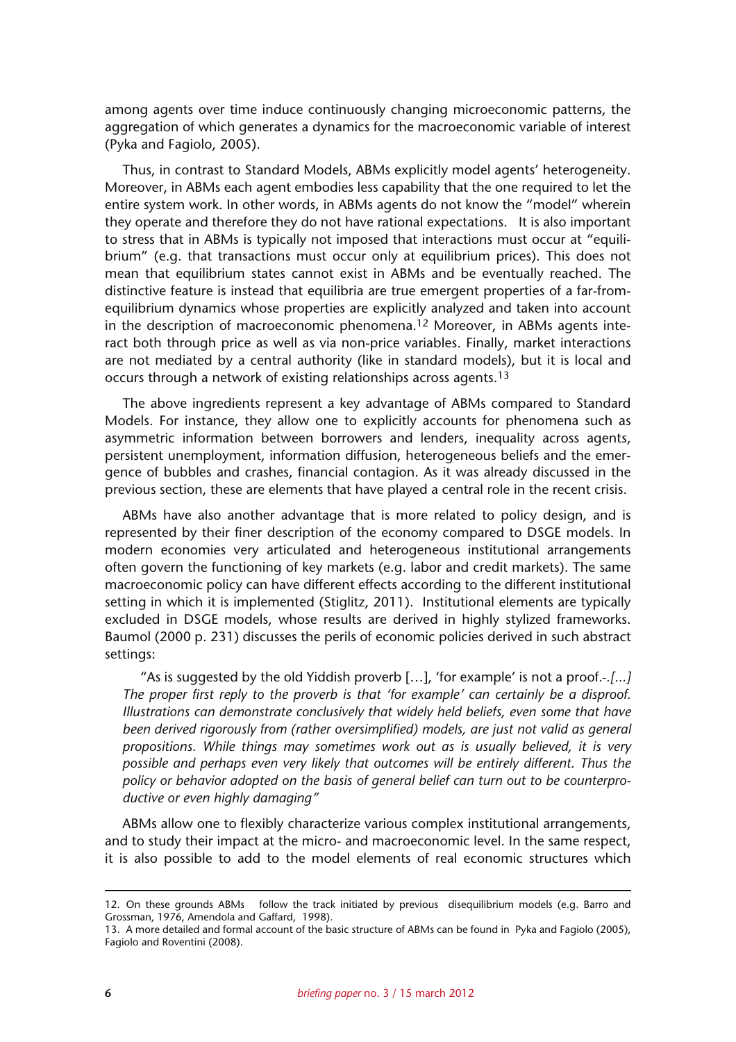among agents over time induce continuously changing microeconomic patterns, the aggregation of which generates a dynamics for the macroeconomic variable of interest (Pyka and Fagiolo, 2005).

Thus, in contrast to Standard Models, ABMs explicitly model agents' heterogeneity. Moreover, in ABMs each agent embodies less capability that the one required to let the entire system work. In other words, in ABMs agents do not know the "model" wherein they operate and therefore they do not have rational expectations. It is also important to stress that in ABMs is typically not imposed that interactions must occur at "equilibrium" (e.g. that transactions must occur only at equilibrium prices). This does not mean that equilibrium states cannot exist in ABMs and be eventually reached. The distinctive feature is instead that equilibria are true emergent properties of a far-from-equilibrium dynamics whose properties are explicitly analyzed and taken into account in the description of macroeconomic phenomena.[12] Moreover, in ABMs agents interact both through price as well as via non-price variables. Finally, market interactions are not mediated by a central authority (like in standard models), but it is local and occurs through a network of existing relationships across agents.[13]

The above ingredients represent a key advantage of ABMs compared to Standard Models. For instance, they allow one to explicitly accounts for phenomena such as asymmetric information between borrowers and lenders, inequality across agents, persistent unemployment, information diffusion, heterogeneous beliefs and the emergence of bubbles and crashes, financial contagion. As it was already discussed in the previous section, these are elements that have played a central role in the recent crisis.

ABMs have also another advantage that is more related to policy design, and is represented by their finer description of the economy compared to DSGE models. In modern economies very articulated and heterogeneous institutional arrangements often govern the functioning of key markets (e.g. labor and credit markets). The same macroeconomic policy can have different effects according to the different institutional setting in which it is implemented (Stiglitz, 2011). Institutional elements are typically excluded in DSGE models, whose results are derived in highly stylized frameworks. Baumol (2000 p. 231) discusses the perils of economic policies derived in such abstract settings:

> "As is suggested by the old Yiddish proverb […], 'for example' is not a proof.-.*[…] The proper first reply to the proverb is that 'for example' can certainly be a disproof. Illustrations can demonstrate conclusively that widely held beliefs, even some that have been derived rigorously from (rather oversimplified) models, are just not valid as general propositions. While things may sometimes work out as is usually believed, it is very possible and perhaps even very likely that outcomes will be entirely different. Thus the policy or behavior adopted on the basis of general belief can turn out to be counterproductive or even highly damaging"*

ABMs allow one to flexibly characterize various complex institutional arrangements, and to study their impact at the micro- and macroeconomic level. In the same respect, it is also possible to add to the model elements of real economic structures which

---

12. On these grounds ABMs follow the track initiated by previous disequilibrium models (e.g. Barro and Grossman, 1976, Amendola and Gaffard, 1998).

13. A more detailed and formal account of the basic structure of ABMs can be found in Pyka and Fagiolo (2005), Fagiolo and Roventini (2008).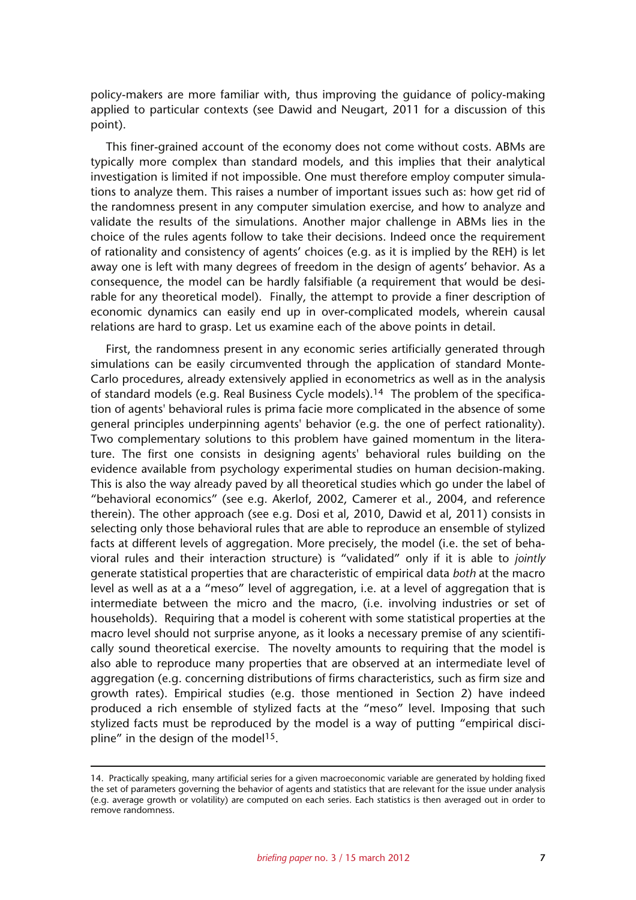policy-makers are more familiar with, thus improving the guidance of policy-making applied to particular contexts (see Dawid and Neugart, 2011 for a discussion of this point).

This finer-grained account of the economy does not come without costs. ABMs are typically more complex than standard models, and this implies that their analytical investigation is limited if not impossible. One must therefore employ computer simulations to analyze them. This raises a number of important issues such as: how get rid of the randomness present in any computer simulation exercise, and how to analyze and validate the results of the simulations. Another major challenge in ABMs lies in the choice of the rules agents follow to take their decisions. Indeed once the requirement of rationality and consistency of agents' choices (e.g. as it is implied by the REH) is let away one is left with many degrees of freedom in the design of agents' behavior. As a consequence, the model can be hardly falsifiable (a requirement that would be desirable for any theoretical model). Finally, the attempt to provide a finer description of economic dynamics can easily end up in over-complicated models, wherein causal relations are hard to grasp. Let us examine each of the above points in detail.

First, the randomness present in any economic series artificially generated through simulations can be easily circumvented through the application of standard Monte-Carlo procedures, already extensively applied in econometrics as well as in the analysis of standard models (e.g. Real Business Cycle models).[14] The problem of the specification of agents' behavioral rules is prima facie more complicated in the absence of some general principles underpinning agents' behavior (e.g. the one of perfect rationality). Two complementary solutions to this problem have gained momentum in the literature. The first one consists in designing agents' behavioral rules building on the evidence available from psychology experimental studies on human decision-making. This is also the way already paved by all theoretical studies which go under the label of "behavioral economics" (see e.g. Akerlof, 2002, Camerer et al., 2004, and reference therein). The other approach (see e.g. Dosi et al, 2010, Dawid et al, 2011) consists in selecting only those behavioral rules that are able to reproduce an ensemble of stylized facts at different levels of aggregation. More precisely, the model (i.e. the set of behavioral rules and their interaction structure) is "validated" only if it is able to *jointly* generate statistical properties that are characteristic of empirical data *both* at the macro level as well as at a a "meso" level of aggregation, i.e. at a level of aggregation that is intermediate between the micro and the macro, (i.e. involving industries or set of households). Requiring that a model is coherent with some statistical properties at the macro level should not surprise anyone, as it looks a necessary premise of any scientifically sound theoretical exercise. The novelty amounts to requiring that the model is also able to reproduce many properties that are observed at an intermediate level of aggregation (e.g. concerning distributions of firms characteristics, such as firm size and growth rates). Empirical studies (e.g. those mentioned in Section 2) have indeed produced a rich ensemble of stylized facts at the "meso" level. Imposing that such stylized facts must be reproduced by the model is a way of putting "empirical discipline" in the design of the model[15].

---

14. Practically speaking, many artificial series for a given macroeconomic variable are generated by holding fixed the set of parameters governing the behavior of agents and statistics that are relevant for the issue under analysis (e.g. average growth or volatility) are computed on each series. Each statistics is then averaged out in order to remove randomness.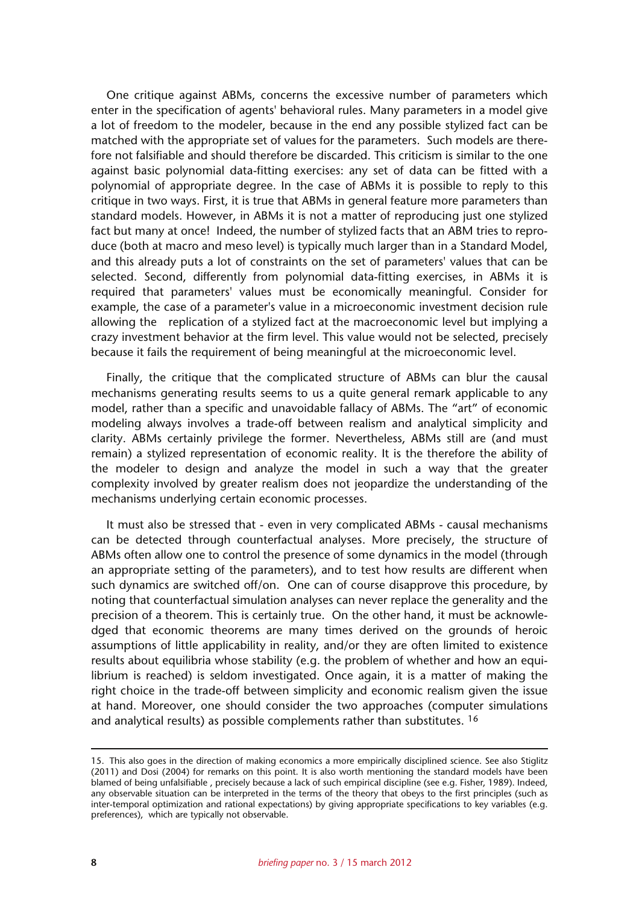One critique against ABMs, concerns the excessive number of parameters which enter in the specification of agents' behavioral rules. Many parameters in a model give a lot of freedom to the modeler, because in the end any possible stylized fact can be matched with the appropriate set of values for the parameters. Such models are therefore not falsifiable and should therefore be discarded. This criticism is similar to the one against basic polynomial data-fitting exercises: any set of data can be fitted with a polynomial of appropriate degree. In the case of ABMs it is possible to reply to this critique in two ways. First, it is true that ABMs in general feature more parameters than standard models. However, in ABMs it is not a matter of reproducing just one stylized fact but many at once! Indeed, the number of stylized facts that an ABM tries to reproduce (both at macro and meso level) is typically much larger than in a Standard Model, and this already puts a lot of constraints on the set of parameters' values that can be selected. Second, differently from polynomial data-fitting exercises, in ABMs it is required that parameters' values must be economically meaningful. Consider for example, the case of a parameter's value in a microeconomic investment decision rule allowing the replication of a stylized fact at the macroeconomic level but implying a crazy investment behavior at the firm level. This value would not be selected, precisely because it fails the requirement of being meaningful at the microeconomic level.

Finally, the critique that the complicated structure of ABMs can blur the causal mechanisms generating results seems to us a quite general remark applicable to any model, rather than a specific and unavoidable fallacy of ABMs. The "art" of economic modeling always involves a trade-off between realism and analytical simplicity and clarity. ABMs certainly privilege the former. Nevertheless, ABMs still are (and must remain) a stylized representation of economic reality. It is the therefore the ability of the modeler to design and analyze the model in such a way that the greater complexity involved by greater realism does not jeopardize the understanding of the mechanisms underlying certain economic processes.

It must also be stressed that - even in very complicated ABMs - causal mechanisms can be detected through counterfactual analyses. More precisely, the structure of ABMs often allow one to control the presence of some dynamics in the model (through an appropriate setting of the parameters), and to test how results are different when such dynamics are switched off/on. One can of course disapprove this procedure, by noting that counterfactual simulation analyses can never replace the generality and the precision of a theorem. This is certainly true. On the other hand, it must be acknowledged that economic theorems are many times derived on the grounds of heroic assumptions of little applicability in reality, and/or they are often limited to existence results about equilibria whose stability (e.g. the problem of whether and how an equilibrium is reached) is seldom investigated. Once again, it is a matter of making the right choice in the trade-off between simplicity and economic realism given the issue at hand. Moreover, one should consider the two approaches (computer simulations and analytical results) as possible complements rather than substitutes. [16]

---

15. This also goes in the direction of making economics a more empirically disciplined science. See also Stiglitz (2011) and Dosi (2004) for remarks on this point. It is also worth mentioning the standard models have been blamed of being unfalsifiable , precisely because a lack of such empirical discipline (see e.g. Fisher, 1989). Indeed, any observable situation can be interpreted in the terms of the theory that obeys to the first principles (such as inter-temporal optimization and rational expectations) by giving appropriate specifications to key variables (e.g. preferences), which are typically not observable.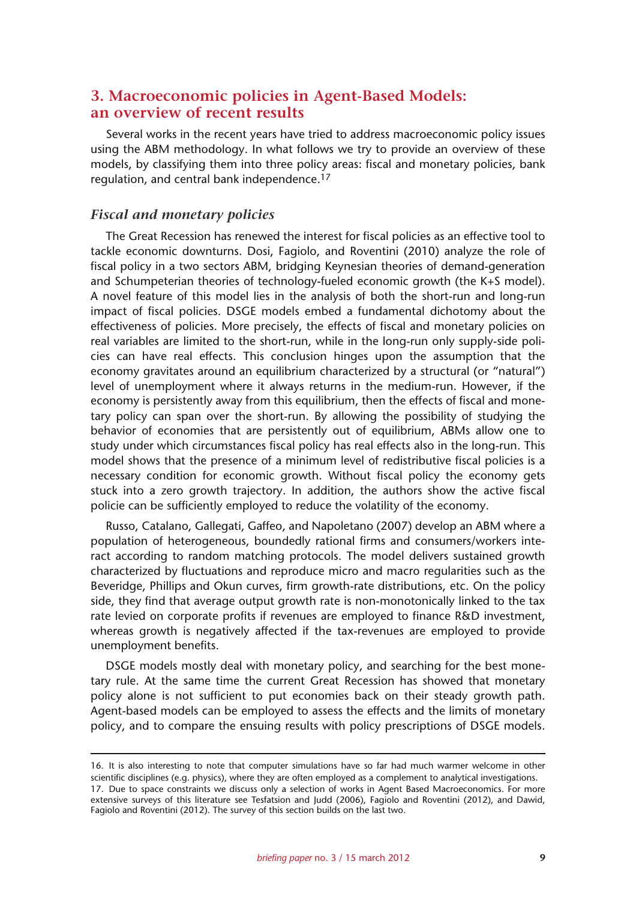## 3. Macroeconomic policies in Agent-Based Models: an overview of recent results

Several works in the recent years have tried to address macroeconomic policy issues using the ABM methodology. In what follows we try to provide an overview of these models, by classifying them into three policy areas: fiscal and monetary policies, bank regulation, and central bank independence.[17]

### *Fiscal and monetary policies*

The Great Recession has renewed the interest for fiscal policies as an effective tool to tackle economic downturns. Dosi, Fagiolo, and Roventini (2010) analyze the role of fiscal policy in a two sectors ABM, bridging Keynesian theories of demand-generation and Schumpeterian theories of technology-fueled economic growth (the K+S model). A novel feature of this model lies in the analysis of both the short-run and long-run impact of fiscal policies. DSGE models embed a fundamental dichotomy about the effectiveness of policies. More precisely, the effects of fiscal and monetary policies on real variables are limited to the short-run, while in the long-run only supply-side policies can have real effects. This conclusion hinges upon the assumption that the economy gravitates around an equilibrium characterized by a structural (or "natural") level of unemployment where it always returns in the medium-run. However, if the economy is persistently away from this equilibrium, then the effects of fiscal and monetary policy can span over the short-run. By allowing the possibility of studying the behavior of economies that are persistently out of equilibrium, ABMs allow one to study under which circumstances fiscal policy has real effects also in the long-run. This model shows that the presence of a minimum level of redistributive fiscal policies is a necessary condition for economic growth. Without fiscal policy the economy gets stuck into a zero growth trajectory. In addition, the authors show the active fiscal policie can be sufficiently employed to reduce the volatility of the economy.

Russo, Catalano, Gallegati, Gaffeo, and Napoletano (2007) develop an ABM where a population of heterogeneous, boundedly rational firms and consumers/workers interact according to random matching protocols. The model delivers sustained growth characterized by fluctuations and reproduce micro and macro regularities such as the Beveridge, Phillips and Okun curves, firm growth-rate distributions, etc. On the policy side, they find that average output growth rate is non-monotonically linked to the tax rate levied on corporate profits if revenues are employed to finance R&D investment, whereas growth is negatively affected if the tax-revenues are employed to provide unemployment benefits.

DSGE models mostly deal with monetary policy, and searching for the best monetary rule. At the same time the current Great Recession has showed that monetary policy alone is not sufficient to put economies back on their steady growth path. Agent-based models can be employed to assess the effects and the limits of monetary policy, and to compare the ensuing results with policy prescriptions of DSGE models.

---

16. It is also interesting to note that computer simulations have so far had much warmer welcome in other scientific disciplines (e.g. physics), where they are often employed as a complement to analytical investigations.

17. Due to space constraints we discuss only a selection of works in Agent Based Macroeconomics. For more extensive surveys of this literature see Tesfatsion and Judd (2006), Fagiolo and Roventini (2012), and Dawid, Fagiolo and Roventini (2012). The survey of this section builds on the last two.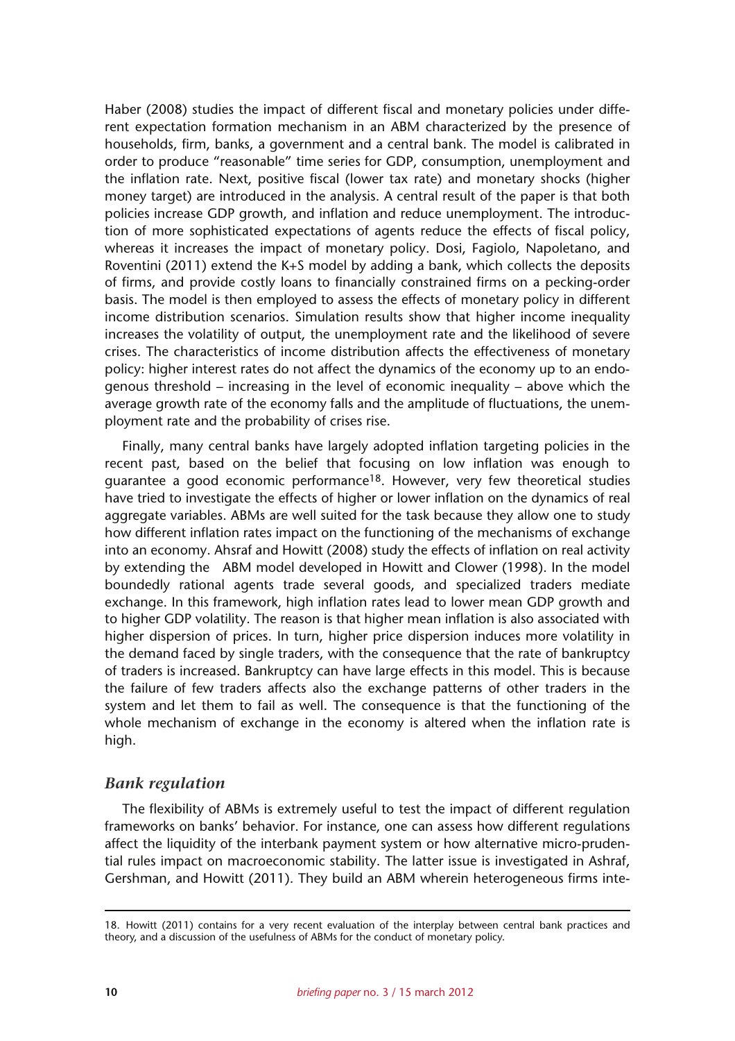Haber (2008) studies the impact of different fiscal and monetary policies under different expectation formation mechanism in an ABM characterized by the presence of households, firm, banks, a government and a central bank. The model is calibrated in order to produce "reasonable" time series for GDP, consumption, unemployment and the inflation rate. Next, positive fiscal (lower tax rate) and monetary shocks (higher money target) are introduced in the analysis. A central result of the paper is that both policies increase GDP growth, and inflation and reduce unemployment. The introduction of more sophisticated expectations of agents reduce the effects of fiscal policy, whereas it increases the impact of monetary policy. Dosi, Fagiolo, Napoletano, and Roventini (2011) extend the K+S model by adding a bank, which collects the deposits of firms, and provide costly loans to financially constrained firms on a pecking-order basis. The model is then employed to assess the effects of monetary policy in different income distribution scenarios. Simulation results show that higher income inequality increases the volatility of output, the unemployment rate and the likelihood of severe crises. The characteristics of income distribution affects the effectiveness of monetary policy: higher interest rates do not affect the dynamics of the economy up to an endogenous threshold – increasing in the level of economic inequality – above which the average growth rate of the economy falls and the amplitude of fluctuations, the unemployment rate and the probability of crises rise.

Finally, many central banks have largely adopted inflation targeting policies in the recent past, based on the belief that focusing on low inflation was enough to guarantee a good economic performance[18]. However, very few theoretical studies have tried to investigate the effects of higher or lower inflation on the dynamics of real aggregate variables. ABMs are well suited for the task because they allow one to study how different inflation rates impact on the functioning of the mechanisms of exchange into an economy. Ahsraf and Howitt (2008) study the effects of inflation on real activity by extending the ABM model developed in Howitt and Clower (1998). In the model boundedly rational agents trade several goods, and specialized traders mediate exchange. In this framework, high inflation rates lead to lower mean GDP growth and to higher GDP volatility. The reason is that higher mean inflation is also associated with higher dispersion of prices. In turn, higher price dispersion induces more volatility in the demand faced by single traders, with the consequence that the rate of bankruptcy of traders is increased. Bankruptcy can have large effects in this model. This is because the failure of few traders affects also the exchange patterns of other traders in the system and let them to fail as well. The consequence is that the functioning of the whole mechanism of exchange in the economy is altered when the inflation rate is high.

### *Bank regulation*

The flexibility of ABMs is extremely useful to test the impact of different regulation frameworks on banks' behavior. For instance, one can assess how different regulations affect the liquidity of the interbank payment system or how alternative micro-prudential rules impact on macroeconomic stability. The latter issue is investigated in Ashraf, Gershman, and Howitt (2011). They build an ABM wherein heterogeneous firms inte-

18. Howitt (2011) contains for a very recent evaluation of the interplay between central bank practices and theory, and a discussion of the usefulness of ABMs for the conduct of monetary policy.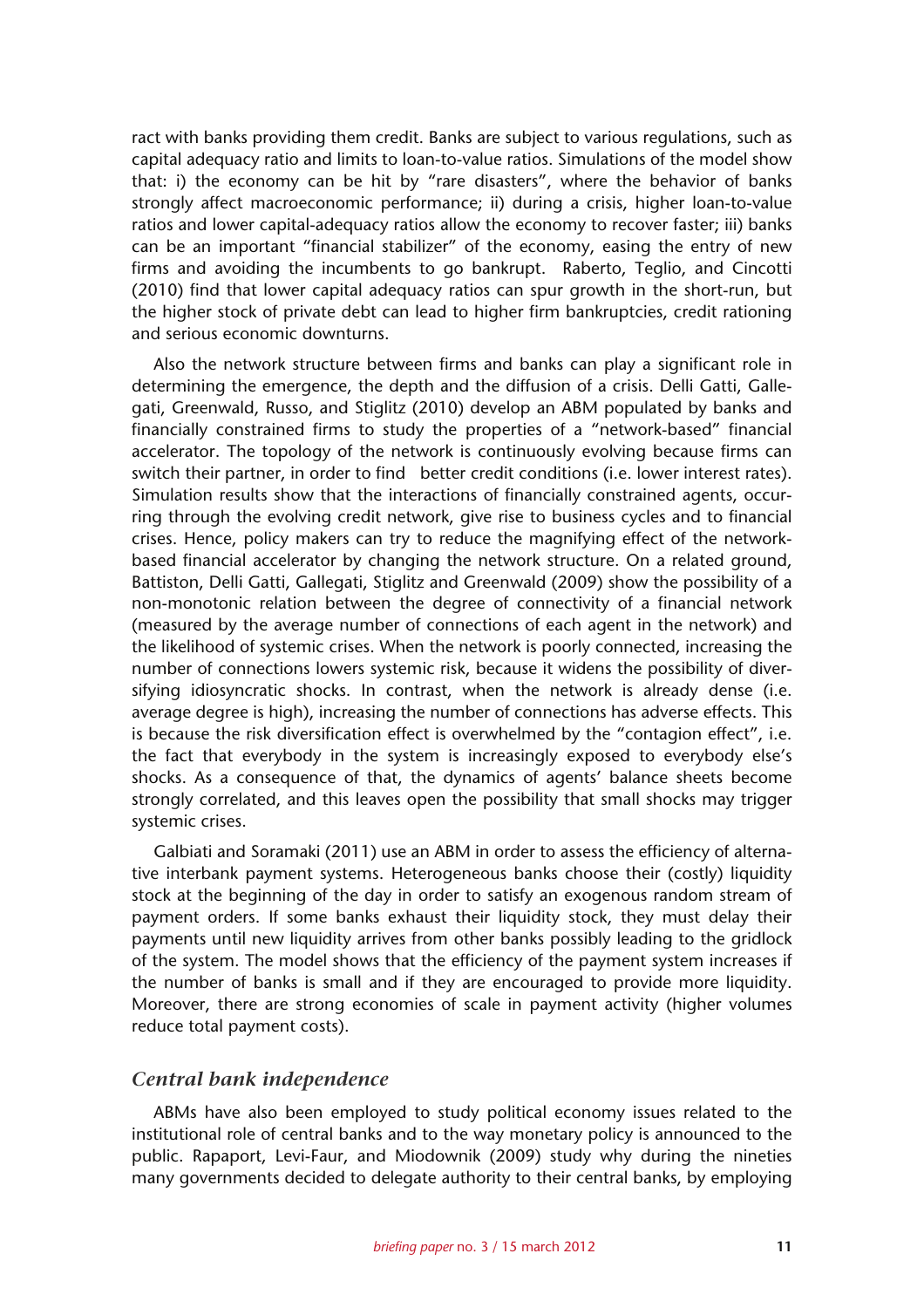ract with banks providing them credit. Banks are subject to various regulations, such as capital adequacy ratio and limits to loan-to-value ratios. Simulations of the model show that: i) the economy can be hit by "rare disasters", where the behavior of banks strongly affect macroeconomic performance; ii) during a crisis, higher loan-to-value ratios and lower capital-adequacy ratios allow the economy to recover faster; iii) banks can be an important "financial stabilizer" of the economy, easing the entry of new firms and avoiding the incumbents to go bankrupt. Raberto, Teglio, and Cincotti (2010) find that lower capital adequacy ratios can spur growth in the short-run, but the higher stock of private debt can lead to higher firm bankruptcies, credit rationing and serious economic downturns.

Also the network structure between firms and banks can play a significant role in determining the emergence, the depth and the diffusion of a crisis. Delli Gatti, Gallegati, Greenwald, Russo, and Stiglitz (2010) develop an ABM populated by banks and financially constrained firms to study the properties of a "network-based" financial accelerator. The topology of the network is continuously evolving because firms can switch their partner, in order to find better credit conditions (i.e. lower interest rates). Simulation results show that the interactions of financially constrained agents, occurring through the evolving credit network, give rise to business cycles and to financial crises. Hence, policy makers can try to reduce the magnifying effect of the network-based financial accelerator by changing the network structure. On a related ground, Battiston, Delli Gatti, Gallegati, Stiglitz and Greenwald (2009) show the possibility of a non-monotonic relation between the degree of connectivity of a financial network (measured by the average number of connections of each agent in the network) and the likelihood of systemic crises. When the network is poorly connected, increasing the number of connections lowers systemic risk, because it widens the possibility of diversifying idiosyncratic shocks. In contrast, when the network is already dense (i.e. average degree is high), increasing the number of connections has adverse effects. This is because the risk diversification effect is overwhelmed by the "contagion effect", i.e. the fact that everybody in the system is increasingly exposed to everybody else's shocks. As a consequence of that, the dynamics of agents' balance sheets become strongly correlated, and this leaves open the possibility that small shocks may trigger systemic crises.

Galbiati and Soramaki (2011) use an ABM in order to assess the efficiency of alternative interbank payment systems. Heterogeneous banks choose their (costly) liquidity stock at the beginning of the day in order to satisfy an exogenous random stream of payment orders. If some banks exhaust their liquidity stock, they must delay their payments until new liquidity arrives from other banks possibly leading to the gridlock of the system. The model shows that the efficiency of the payment system increases if the number of banks is small and if they are encouraged to provide more liquidity. Moreover, there are strong economies of scale in payment activity (higher volumes reduce total payment costs).

### *Central bank independence*

ABMs have also been employed to study political economy issues related to the institutional role of central banks and to the way monetary policy is announced to the public. Rapaport, Levi-Faur, and Miodownik (2009) study why during the nineties many governments decided to delegate authority to their central banks, by employing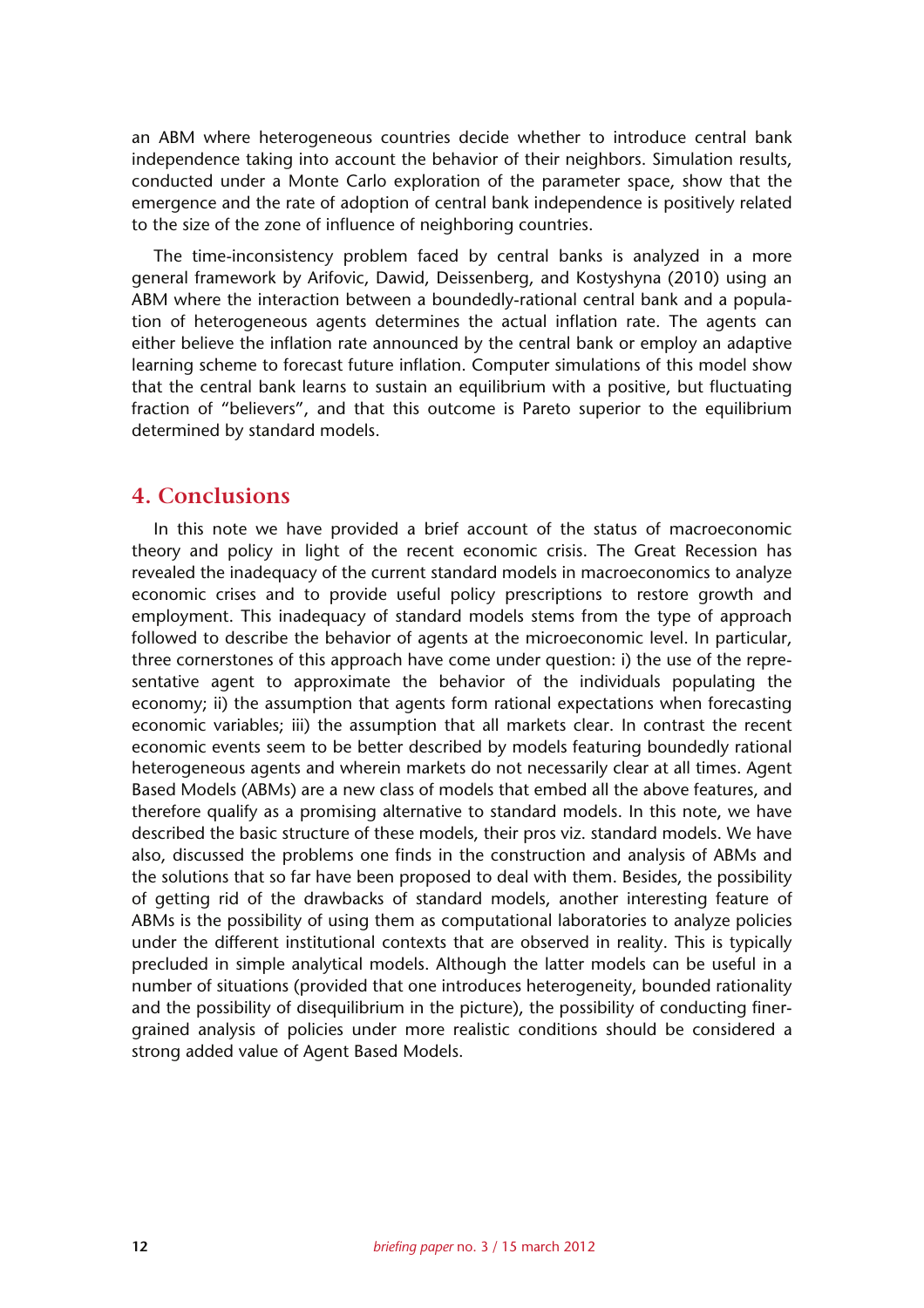an ABM where heterogeneous countries decide whether to introduce central bank independence taking into account the behavior of their neighbors. Simulation results, conducted under a Monte Carlo exploration of the parameter space, show that the emergence and the rate of adoption of central bank independence is positively related to the size of the zone of influence of neighboring countries.

The time-inconsistency problem faced by central banks is analyzed in a more general framework by Arifovic, Dawid, Deissenberg, and Kostyshyna (2010) using an ABM where the interaction between a boundedly-rational central bank and a population of heterogeneous agents determines the actual inflation rate. The agents can either believe the inflation rate announced by the central bank or employ an adaptive learning scheme to forecast future inflation. Computer simulations of this model show that the central bank learns to sustain an equilibrium with a positive, but fluctuating fraction of "believers", and that this outcome is Pareto superior to the equilibrium determined by standard models.

## 4. Conclusions

In this note we have provided a brief account of the status of macroeconomic theory and policy in light of the recent economic crisis. The Great Recession has revealed the inadequacy of the current standard models in macroeconomics to analyze economic crises and to provide useful policy prescriptions to restore growth and employment. This inadequacy of standard models stems from the type of approach followed to describe the behavior of agents at the microeconomic level. In particular, three cornerstones of this approach have come under question: i) the use of the representative agent to approximate the behavior of the individuals populating the economy; ii) the assumption that agents form rational expectations when forecasting economic variables; iii) the assumption that all markets clear. In contrast the recent economic events seem to be better described by models featuring boundedly rational heterogeneous agents and wherein markets do not necessarily clear at all times. Agent Based Models (ABMs) are a new class of models that embed all the above features, and therefore qualify as a promising alternative to standard models. In this note, we have described the basic structure of these models, their pros viz. standard models. We have also, discussed the problems one finds in the construction and analysis of ABMs and the solutions that so far have been proposed to deal with them. Besides, the possibility of getting rid of the drawbacks of standard models, another interesting feature of ABMs is the possibility of using them as computational laboratories to analyze policies under the different institutional contexts that are observed in reality. This is typically precluded in simple analytical models. Although the latter models can be useful in a number of situations (provided that one introduces heterogeneity, bounded rationality and the possibility of disequilibrium in the picture), the possibility of conducting finer-grained analysis of policies under more realistic conditions should be considered a strong added value of Agent Based Models.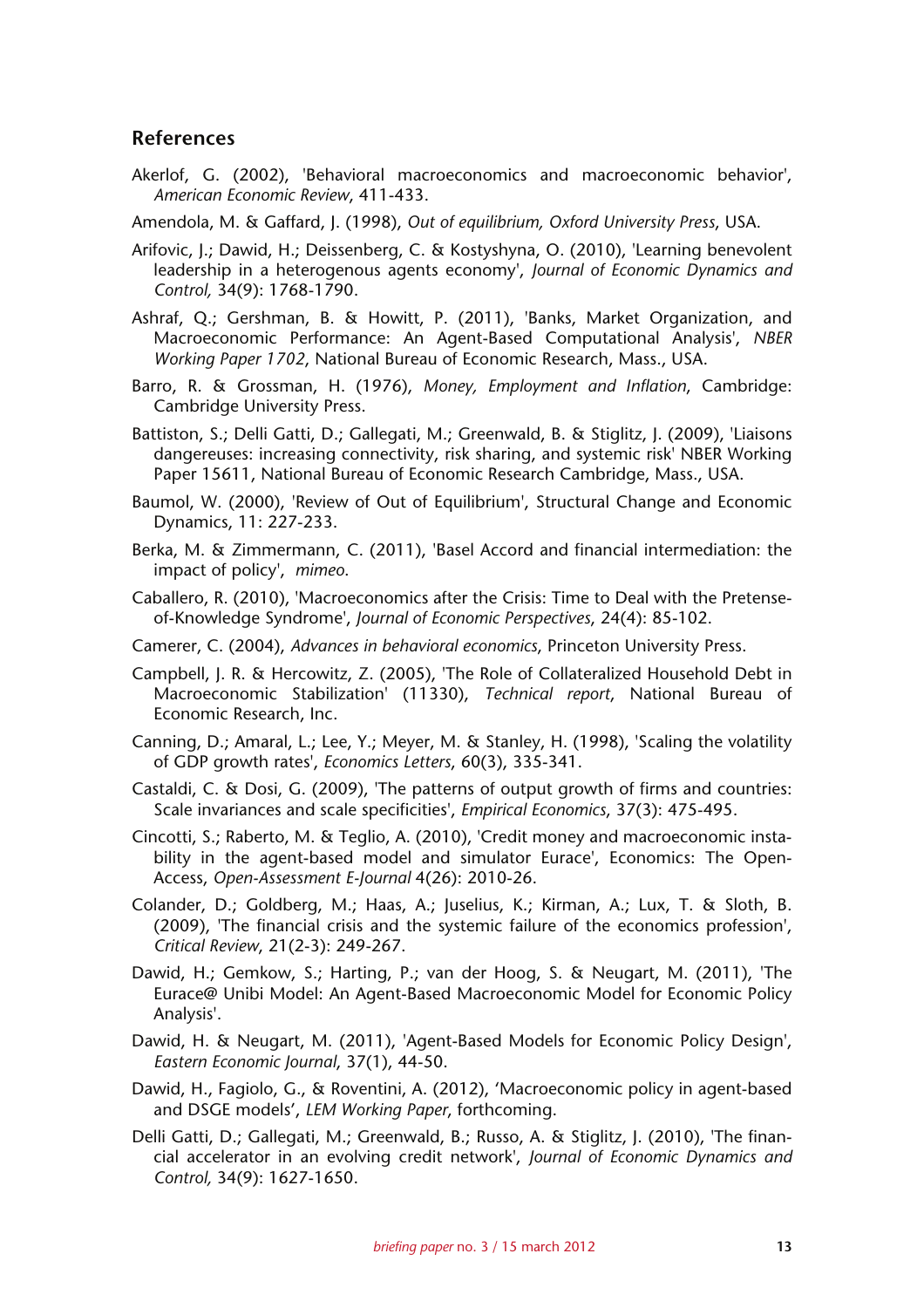## References

Akerlof, G. (2002), 'Behavioral macroeconomics and macroeconomic behavior', *American Economic Review*, 411-433.

Amendola, M. & Gaffard, J. (1998), *Out of equilibrium, Oxford University Press*, USA.

Arifovic, J.; Dawid, H.; Deissenberg, C. & Kostyshyna, O. (2010), 'Learning benevolent leadership in a heterogenous agents economy', *Journal of Economic Dynamics and Control,* 34(9): 1768-1790.

Ashraf, Q.; Gershman, B. & Howitt, P. (2011), 'Banks, Market Organization, and Macroeconomic Performance: An Agent-Based Computational Analysis', *NBER Working Paper 1702*, National Bureau of Economic Research, Mass., USA.

Barro, R. & Grossman, H. (1976), *Money, Employment and Inflation*, Cambridge: Cambridge University Press.

Battiston, S.; Delli Gatti, D.; Gallegati, M.; Greenwald, B. & Stiglitz, J. (2009), 'Liaisons dangereuses: increasing connectivity, risk sharing, and systemic risk' NBER Working Paper 15611, National Bureau of Economic Research Cambridge, Mass., USA.

Baumol, W. (2000), 'Review of Out of Equilibrium', Structural Change and Economic Dynamics, 11: 227-233.

Berka, M. & Zimmermann, C. (2011), 'Basel Accord and financial intermediation: the impact of policy', *mimeo*.

Caballero, R. (2010), 'Macroeconomics after the Crisis: Time to Deal with the Pretense-of-Knowledge Syndrome', *Journal of Economic Perspectives*, 24(4): 85-102.

Camerer, C. (2004), *Advances in behavioral economics*, Princeton University Press.

Campbell, J. R. & Hercowitz, Z. (2005), 'The Role of Collateralized Household Debt in Macroeconomic Stabilization' (11330), *Technical report*, National Bureau of Economic Research, Inc.

Canning, D.; Amaral, L.; Lee, Y.; Meyer, M. & Stanley, H. (1998), 'Scaling the volatility of GDP growth rates', *Economics Letters*, 60(3), 335-341.

Castaldi, C. & Dosi, G. (2009), 'The patterns of output growth of firms and countries: Scale invariances and scale specificities', *Empirical Economics*, 37(3): 475-495.

Cincotti, S.; Raberto, M. & Teglio, A. (2010), 'Credit money and macroeconomic instability in the agent-based model and simulator Eurace', Economics: The Open-Access, *Open-Assessment E-Journal* 4(26): 2010-26.

Colander, D.; Goldberg, M.; Haas, A.; Juselius, K.; Kirman, A.; Lux, T. & Sloth, B. (2009), 'The financial crisis and the systemic failure of the economics profession', *Critical Review*, 21(2-3): 249-267.

Dawid, H.; Gemkow, S.; Harting, P.; van der Hoog, S. & Neugart, M. (2011), 'The Eurace@ Unibi Model: An Agent-Based Macroeconomic Model for Economic Policy Analysis'.

Dawid, H. & Neugart, M. (2011), 'Agent-Based Models for Economic Policy Design', *Eastern Economic Journal*, 37(1), 44-50.

Dawid, H., Fagiolo, G., & Roventini, A. (2012), 'Macroeconomic policy in agent-based and DSGE models', *LEM Working Paper*, forthcoming.

Delli Gatti, D.; Gallegati, M.; Greenwald, B.; Russo, A. & Stiglitz, J. (2010), 'The financial accelerator in an evolving credit network', *Journal of Economic Dynamics and Control,* 34(9): 1627-1650.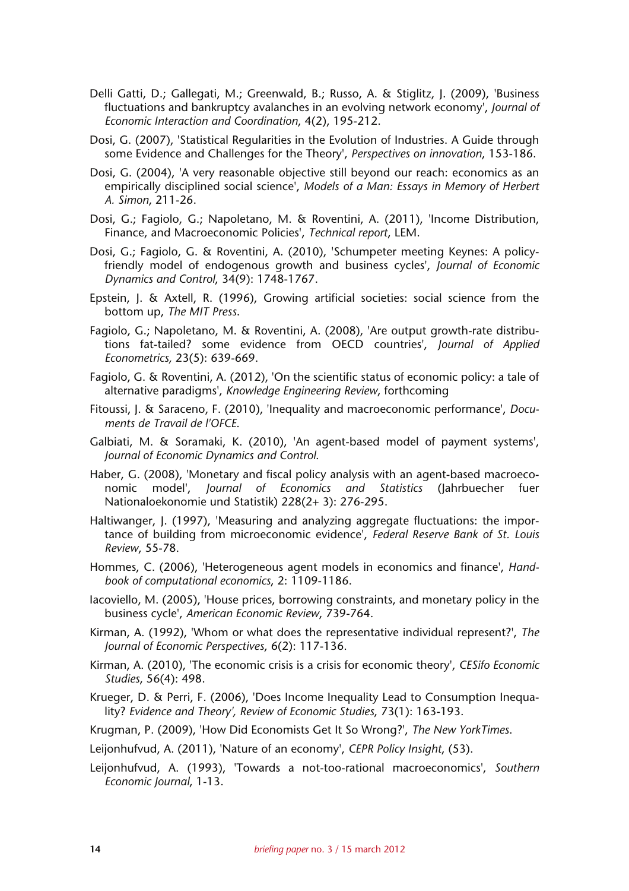Delli Gatti, D.; Gallegati, M.; Greenwald, B.; Russo, A. & Stiglitz, J. (2009), 'Business fluctuations and bankruptcy avalanches in an evolving network economy', *Journal of Economic Interaction and Coordination*, 4(2), 195-212.

Dosi, G. (2007), 'Statistical Regularities in the Evolution of Industries. A Guide through some Evidence and Challenges for the Theory', *Perspectives on innovation*, 153-186.

Dosi, G. (2004), 'A very reasonable objective still beyond our reach: economics as an empirically disciplined social science', *Models of a Man: Essays in Memory of Herbert A. Simon*, 211-26.

Dosi, G.; Fagiolo, G.; Napoletano, M. & Roventini, A. (2011), 'Income Distribution, Finance, and Macroeconomic Policies', *Technical report*, LEM.

Dosi, G.; Fagiolo, G. & Roventini, A. (2010), 'Schumpeter meeting Keynes: A policy-friendly model of endogenous growth and business cycles', *Journal of Economic Dynamics and Control*, 34(9): 1748-1767.

Epstein, J. & Axtell, R. (1996), Growing artificial societies: social science from the bottom up, *The MIT Press*.

Fagiolo, G.; Napoletano, M. & Roventini, A. (2008), 'Are output growth-rate distributions fat-tailed? some evidence from OECD countries', *Journal of Applied Econometrics,* 23(5): 639-669.

Fagiolo, G. & Roventini, A. (2012), 'On the scientific status of economic policy: a tale of alternative paradigms', *Knowledge Engineering Review*, forthcoming

Fitoussi, J. & Saraceno, F. (2010), 'Inequality and macroeconomic performance', *Documents de Travail de l'OFCE.*

Galbiati, M. & Soramaki, K. (2010), 'An agent-based model of payment systems', *Journal of Economic Dynamics and Control.*

Haber, G. (2008), 'Monetary and fiscal policy analysis with an agent-based macroeconomic model', *Journal of Economics and Statistics* (Jahrbuecher fuer Nationaloekonomie und Statistik) 228(2+ 3): 276-295.

Haltiwanger, J. (1997), 'Measuring and analyzing aggregate fluctuations: the importance of building from microeconomic evidence', *Federal Reserve Bank of St. Louis Review*, 55-78.

Hommes, C. (2006), 'Heterogeneous agent models in economics and finance', *Handbook of computational economics*, 2: 1109-1186.

Iacoviello, M. (2005), 'House prices, borrowing constraints, and monetary policy in the business cycle', *American Economic Review*, 739-764.

Kirman, A. (1992), 'Whom or what does the representative individual represent?', *The Journal of Economic Perspectives*, 6(2): 117-136.

Kirman, A. (2010), 'The economic crisis is a crisis for economic theory', *CESifo Economic Studies*, 56(4): 498.

Krueger, D. & Perri, F. (2006), 'Does Income Inequality Lead to Consumption Inequality? *Evidence and Theory', Review of Economic Studies*, 73(1): 163-193.

Krugman, P. (2009), 'How Did Economists Get It So Wrong?', *The New YorkTimes*.

Leijonhufvud, A. (2011), 'Nature of an economy', *CEPR Policy Insight*, (53).

Leijonhufvud, A. (1993), 'Towards a not-too-rational macroeconomics', *Southern Economic Journal*, 1-13.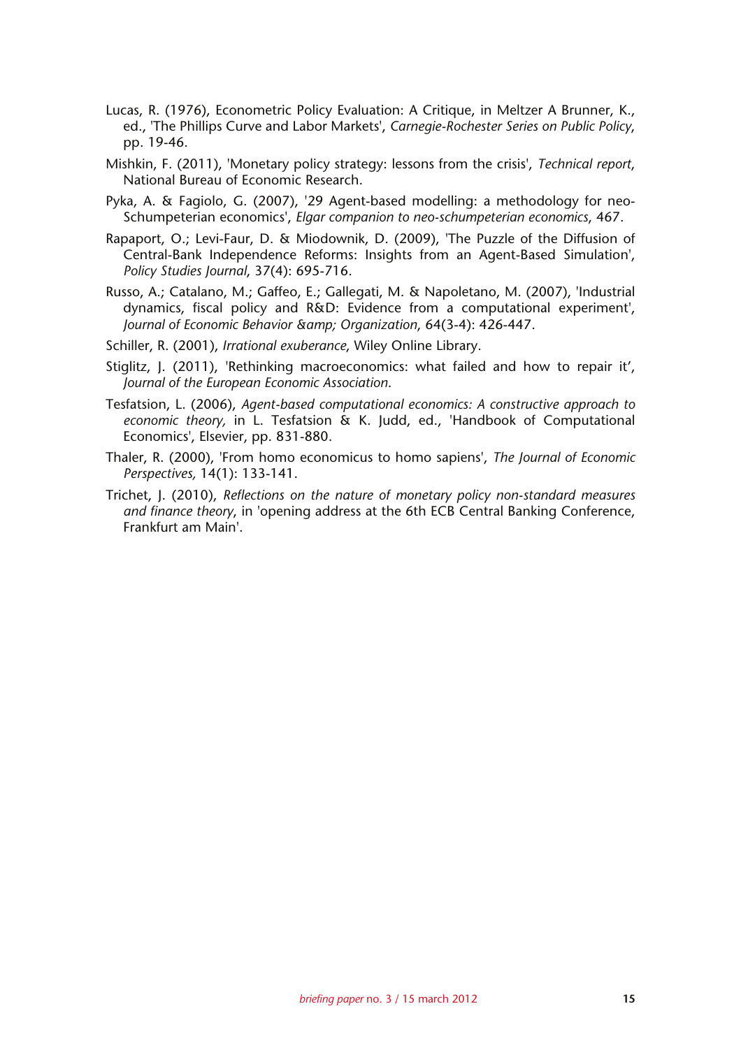Lucas, R. (1976), Econometric Policy Evaluation: A Critique, in Meltzer A Brunner, K., ed., 'The Phillips Curve and Labor Markets', *Carnegie-Rochester Series on Public Policy*, pp. 19-46.

Mishkin, F. (2011), 'Monetary policy strategy: lessons from the crisis', *Technical report*, National Bureau of Economic Research.

Pyka, A. & Fagiolo, G. (2007), '29 Agent-based modelling: a methodology for neo-Schumpeterian economics', *Elgar companion to neo-schumpeterian economics*, 467.

Rapaport, O.; Levi-Faur, D. & Miodownik, D. (2009), 'The Puzzle of the Diffusion of Central-Bank Independence Reforms: Insights from an Agent-Based Simulation', *Policy Studies Journal*, 37(4): 695-716.

Russo, A.; Catalano, M.; Gaffeo, E.; Gallegati, M. & Napoletano, M. (2007), 'Industrial dynamics, fiscal policy and R&D: Evidence from a computational experiment', *Journal of Economic Behavior &amp; Organization*, 64(3-4): 426-447.

Schiller, R. (2001), *Irrational exuberance*, Wiley Online Library.

Stiglitz, J. (2011), 'Rethinking macroeconomics: what failed and how to repair it', *Journal of the European Economic Association*.

Tesfatsion, L. (2006), *Agent-based computational economics: A constructive approach to economic theory,* in L. Tesfatsion & K. Judd, ed., 'Handbook of Computational Economics', Elsevier, pp. 831-880.

Thaler, R. (2000), 'From homo economicus to homo sapiens', *The Journal of Economic Perspectives,* 14(1): 133-141.

Trichet, J. (2010), *Reflections on the nature of monetary policy non-standard measures and finance theory*, in 'opening address at the 6th ECB Central Banking Conference, Frankfurt am Main'.